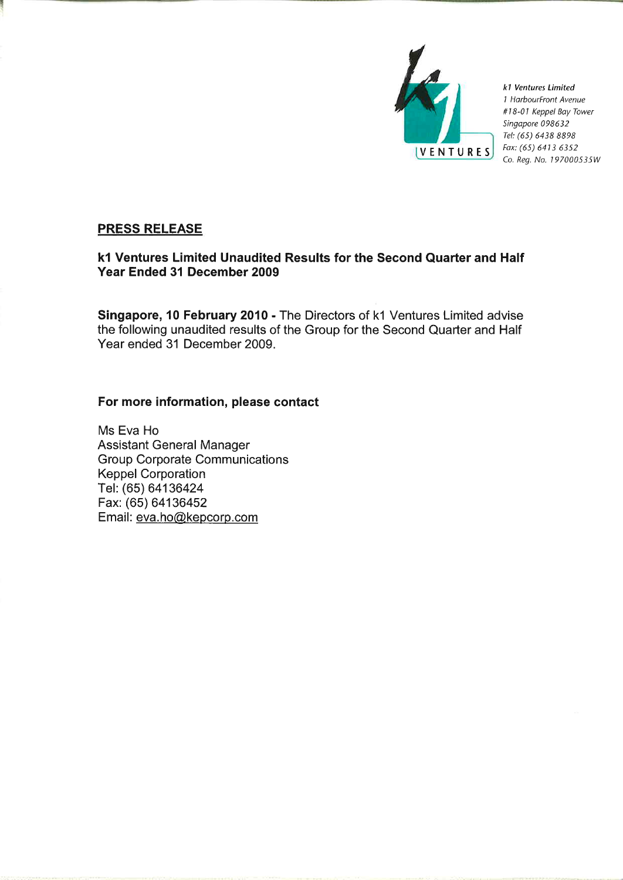*k1 Ventures Limited*
*1 HarbourFront Avenue*
*#18-01 Keppel Bay Tower*
*Singapore 098632*
*Tel: (65) 6438 8898*
*Fax: (65) 6413 6352*
*Co. Reg. No. 197000535W*

**PRESS RELEASE**

**k1 Ventures Limited Unaudited Results for the Second Quarter and Half Year Ended 31 December 2009**

**Singapore, 10 February 2010 -** The Directors of k1 Ventures Limited advise the following unaudited results of the Group for the Second Quarter and Half Year ended 31 December 2009.

**For more information, please contact**

Ms Eva Ho
Assistant General Manager
Group Corporate Communications
Keppel Corporation
Tel: (65) 64136424
Fax: (65) 64136452
Email: eva.ho@kepcorp.com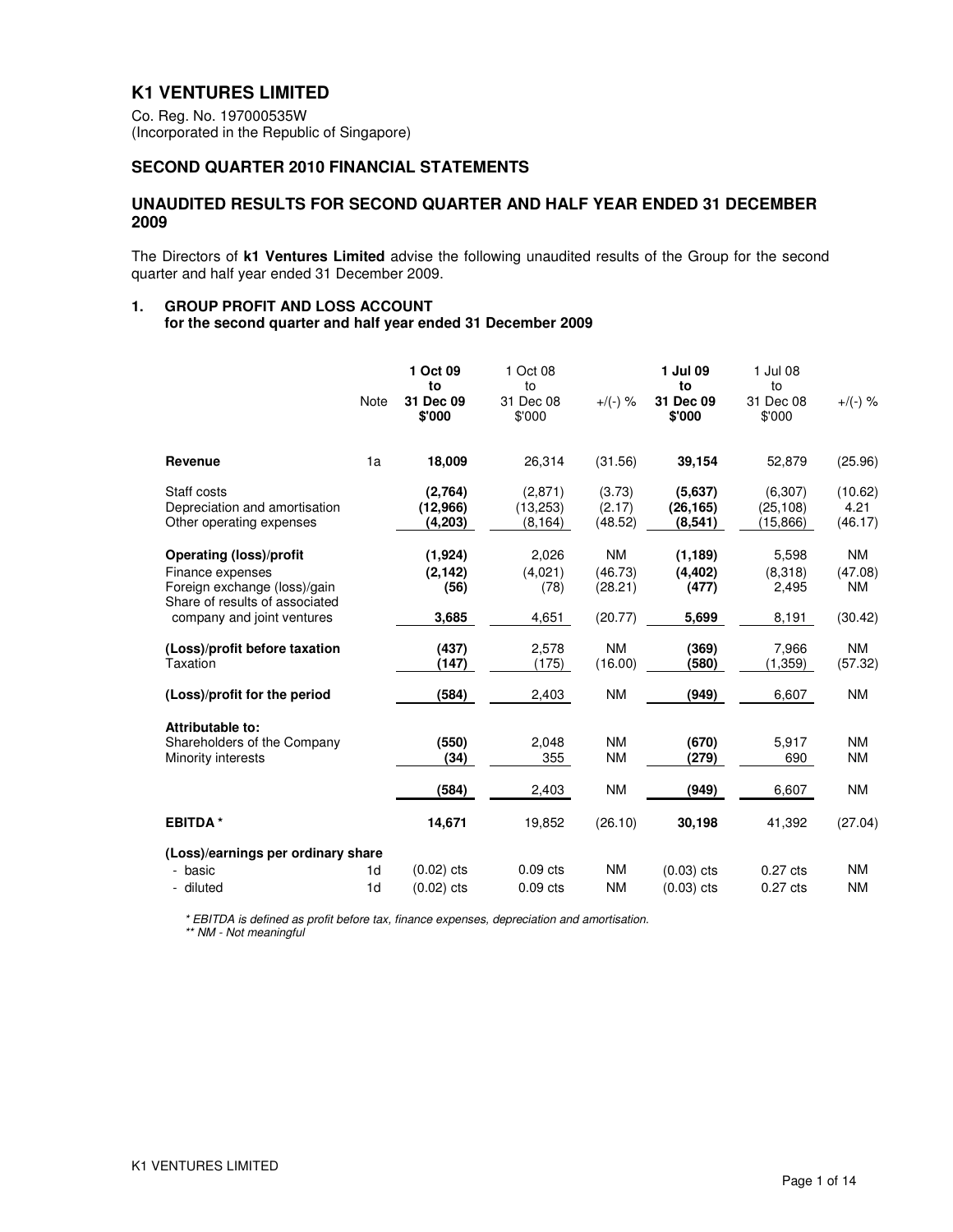# K1 VENTURES LIMITED

Co. Reg. No. 197000535W
(Incorporated in the Republic of Singapore)

## SECOND QUARTER 2010 FINANCIAL STATEMENTS

## UNAUDITED RESULTS FOR SECOND QUARTER AND HALF YEAR ENDED 31 DECEMBER 2009

The Directors of **k1 Ventures Limited** advise the following unaudited results of the Group for the second quarter and half year ended 31 December 2009.

### 1. GROUP PROFIT AND LOSS ACCOUNT
**for the second quarter and half year ended 31 December 2009**

| | Note | **1 Oct 09 to 31 Dec 09 $'000** | 1 Oct 08 to 31 Dec 08 $'000 | +/(-) % | **1 Jul 09 to 31 Dec 09 $'000** | 1 Jul 08 to 31 Dec 08 $'000 | +/(-) % |
|---|---|---|---|---|---|---|---|
| **Revenue** | 1a | **18,009** | 26,314 | (31.56) | **39,154** | 52,879 | (25.96) |
| Staff costs | | **(2,764)** | (2,871) | (3.73) | **(5,637)** | (6,307) | (10.62) |
| Depreciation and amortisation | | **(12,966)** | (13,253) | (2.17) | **(26,165)** | (25,108) | 4.21 |
| Other operating expenses | | **(4,203)** | (8,164) | (48.52) | **(8,541)** | (15,866) | (46.17) |
| **Operating (loss)/profit** | | **(1,924)** | 2,026 | NM | **(1,189)** | 5,598 | NM |
| Finance expenses | | **(2,142)** | (4,021) | (46.73) | **(4,402)** | (8,318) | (47.08) |
| Foreign exchange (loss)/gain | | **(56)** | (78) | (28.21) | **(477)** | 2,495 | NM |
| Share of results of associated company and joint ventures | | **3,685** | 4,651 | (20.77) | **5,699** | 8,191 | (30.42) |
| **(Loss)/profit before taxation** | | **(437)** | 2,578 | NM | **(369)** | 7,966 | NM |
| Taxation | | **(147)** | (175) | (16.00) | **(580)** | (1,359) | (57.32) |
| **(Loss)/profit for the period** | | **(584)** | 2,403 | NM | **(949)** | 6,607 | NM |
| **Attributable to:** | | | | | | | |
| Shareholders of the Company | | **(550)** | 2,048 | NM | **(670)** | 5,917 | NM |
| Minority interests | | **(34)** | 355 | NM | **(279)** | 690 | NM |
| | | **(584)** | 2,403 | NM | **(949)** | 6,607 | NM |
| **EBITDA \*** | | **14,671** | 19,852 | (26.10) | **30,198** | 41,392 | (27.04) |
| **(Loss)/earnings per ordinary share** | | | | | | | |
| - basic | 1d | (0.02) cts | 0.09 cts | NM | (0.03) cts | 0.27 cts | NM |
| - diluted | 1d | (0.02) cts | 0.09 cts | NM | (0.03) cts | 0.27 cts | NM |

*\* EBITDA is defined as profit before tax, finance expenses, depreciation and amortisation.*
*\*\* NM - Not meaningful*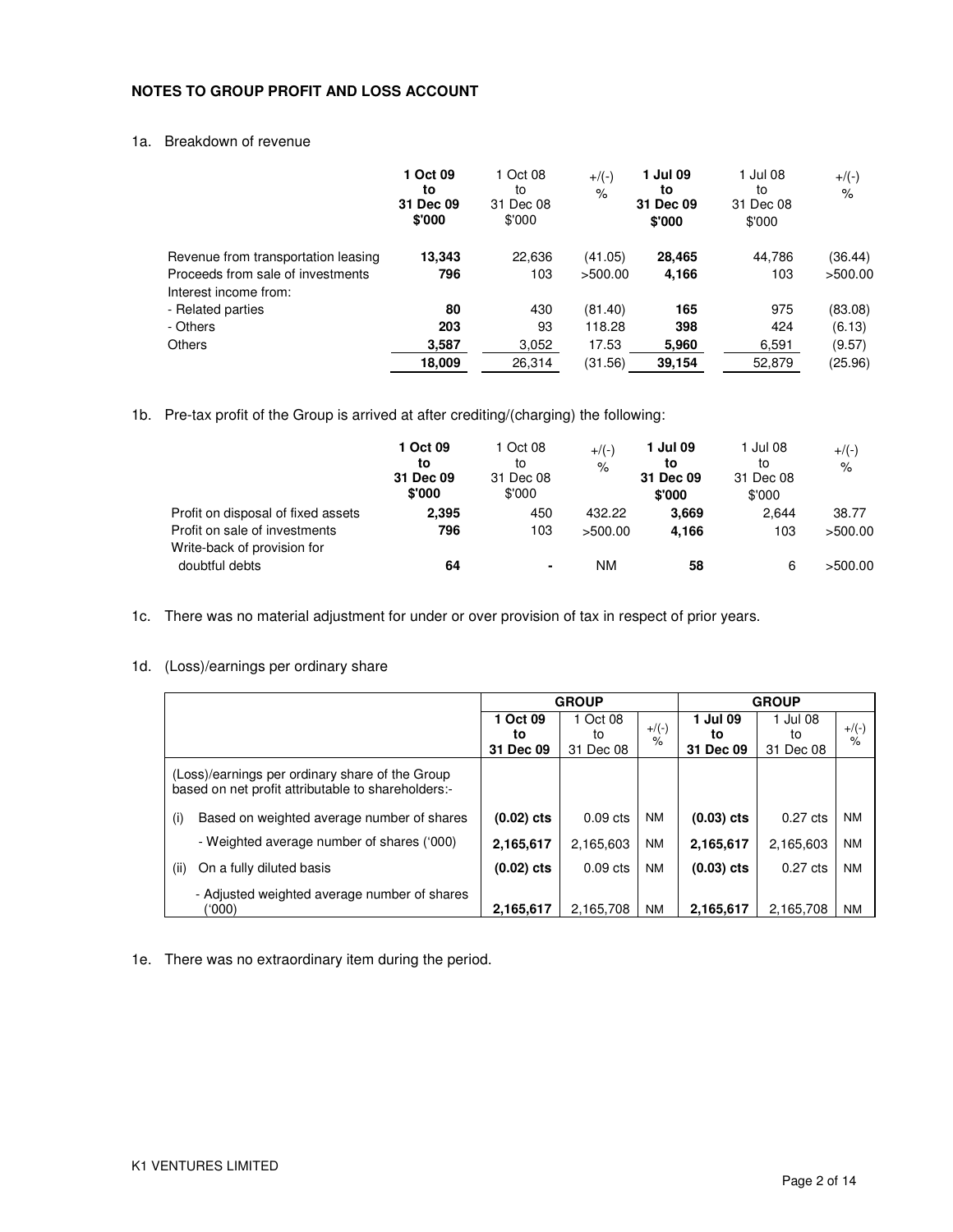## NOTES TO GROUP PROFIT AND LOSS ACCOUNT

1a. Breakdown of revenue

| | **1 Oct 09 to 31 Dec 09 $'000** | 1 Oct 08 to 31 Dec 08 $'000 | +/(-) % | **1 Jul 09 to 31 Dec 09 $'000** | 1 Jul 08 to 31 Dec 08 $'000 | +/(-) % |
|---|---|---|---|---|---|---|
| Revenue from transportation leasing | **13,343** | 22,636 | (41.05) | **28,465** | 44,786 | (36.44) |
| Proceeds from sale of investments | **796** | 103 | >500.00 | **4,166** | 103 | >500.00 |
| Interest income from: | | | | | | |
| - Related parties | **80** | 430 | (81.40) | **165** | 975 | (83.08) |
| - Others | **203** | 93 | 118.28 | **398** | 424 | (6.13) |
| Others | **3,587** | 3,052 | 17.53 | **5,960** | 6,591 | (9.57) |
| | **18,009** | 26,314 | (31.56) | **39,154** | 52,879 | (25.96) |

1b. Pre-tax profit of the Group is arrived at after crediting/(charging) the following:

| | **1 Oct 09 to 31 Dec 09 $'000** | 1 Oct 08 to 31 Dec 08 $'000 | +/(-) % | **1 Jul 09 to 31 Dec 09 $'000** | 1 Jul 08 to 31 Dec 08 $'000 | +/(-) % |
|---|---|---|---|---|---|---|
| Profit on disposal of fixed assets | **2,395** | 450 | 432.22 | **3,669** | 2,644 | 38.77 |
| Profit on sale of investments | **796** | 103 | >500.00 | **4,166** | 103 | >500.00 |
| Write-back of provision for doubtful debts | **64** | - | NM | **58** | 6 | >500.00 |

1c. There was no material adjustment for under or over provision of tax in respect of prior years.

1d. (Loss)/earnings per ordinary share

| | **GROUP** | | | **GROUP** | | |
|---|---|---|---|---|---|---|
| | **1 Oct 09 to 31 Dec 09** | 1 Oct 08 to 31 Dec 08 | +/(-) % | **1 Jul 09 to 31 Dec 09** | 1 Jul 08 to 31 Dec 08 | +/(-) % |
| (Loss)/earnings per ordinary share of the Group based on net profit attributable to shareholders:- | | | | | | |
| (i) Based on weighted average number of shares | **(0.02) cts** | 0.09 cts | NM | **(0.03) cts** | 0.27 cts | NM |
| - Weighted average number of shares ('000) | **2,165,617** | 2,165,603 | NM | **2,165,617** | 2,165,603 | NM |
| (ii) On a fully diluted basis | **(0.02) cts** | 0.09 cts | NM | **(0.03) cts** | 0.27 cts | NM |
| - Adjusted weighted average number of shares ('000) | **2,165,617** | 2,165,708 | NM | **2,165,617** | 2,165,708 | NM |

1e. There was no extraordinary item during the period.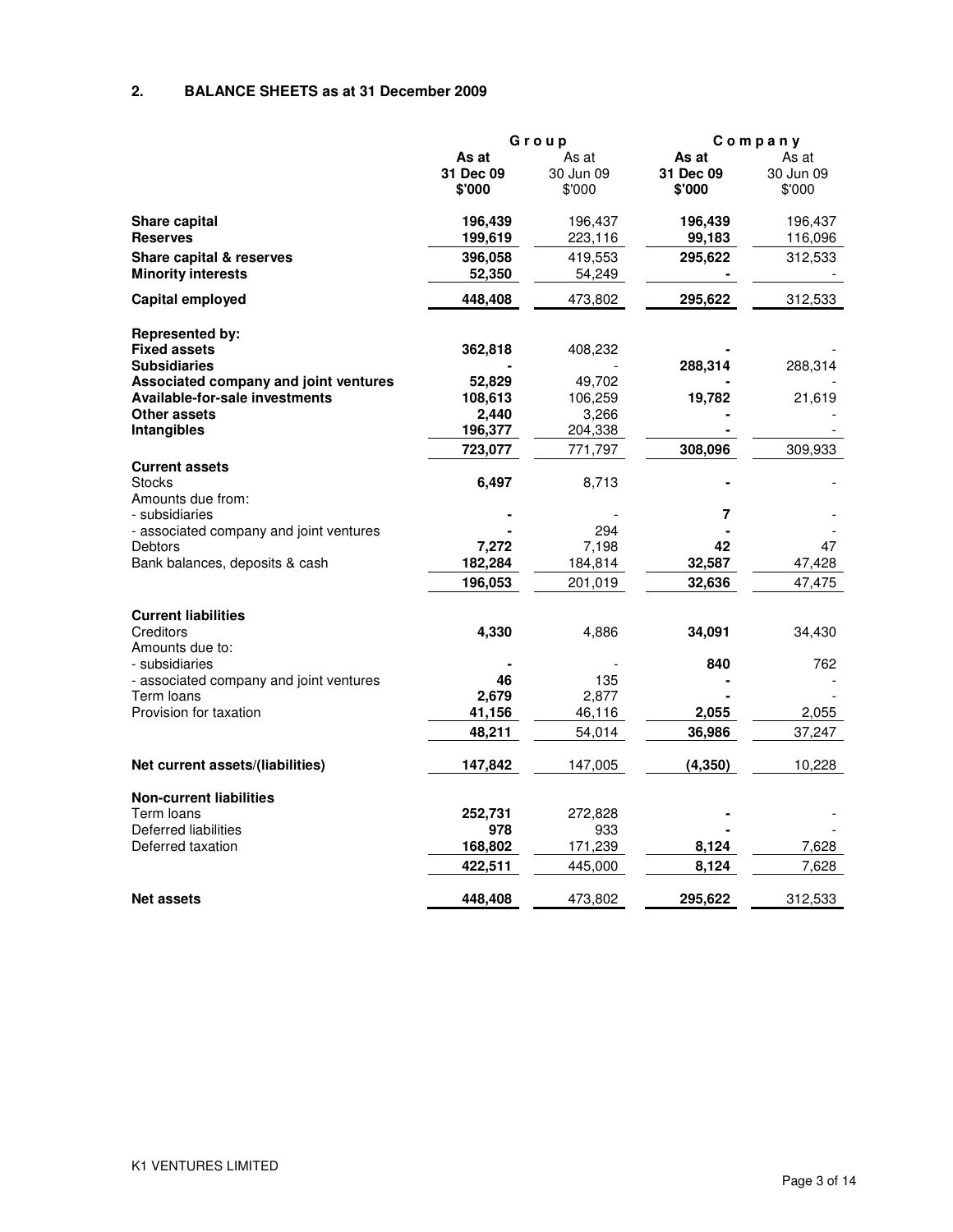## 2. BALANCE SHEETS as at 31 December 2009

| | Group | | Company | |
|---|---|---|---|---|
| | As at 31 Dec 09 $'000 | As at 30 Jun 09 $'000 | As at 31 Dec 09 $'000 | As at 30 Jun 09 $'000 |
| **Share capital** | 196,439 | 196,437 | 196,439 | 196,437 |
| **Reserves** | 199,619 | 223,116 | 99,183 | 116,096 |
| **Share capital & reserves** | 396,058 | 419,553 | 295,622 | 312,533 |
| **Minority interests** | 52,350 | 54,249 | - | - |
| **Capital employed** | 448,408 | 473,802 | 295,622 | 312,533 |
| | | | | |
| **Represented by:** | | | | |
| **Fixed assets** | 362,818 | 408,232 | - | - |
| **Subsidiaries** | - | - | 288,314 | 288,314 |
| **Associated company and joint ventures** | 52,829 | 49,702 | - | - |
| **Available-for-sale investments** | 108,613 | 106,259 | 19,782 | 21,619 |
| **Other assets** | 2,440 | 3,266 | - | - |
| **Intangibles** | 196,377 | 204,338 | - | - |
| | 723,077 | 771,797 | 308,096 | 309,933 |
| **Current assets** | | | | |
| Stocks | 6,497 | 8,713 | - | - |
| Amounts due from: | | | | |
| - subsidiaries | - | - | 7 | - |
| - associated company and joint ventures | - | 294 | - | - |
| Debtors | 7,272 | 7,198 | 42 | 47 |
| Bank balances, deposits & cash | 182,284 | 184,814 | 32,587 | 47,428 |
| | 196,053 | 201,019 | 32,636 | 47,475 |
| | | | | |
| **Current liabilities** | | | | |
| Creditors | 4,330 | 4,886 | 34,091 | 34,430 |
| Amounts due to: | | | | |
| - subsidiaries | - | - | 840 | 762 |
| - associated company and joint ventures | 46 | 135 | - | - |
| Term loans | 2,679 | 2,877 | - | - |
| Provision for taxation | 41,156 | 46,116 | 2,055 | 2,055 |
| | 48,211 | 54,014 | 36,986 | 37,247 |
| | | | | |
| **Net current assets/(liabilities)** | 147,842 | 147,005 | (4,350) | 10,228 |
| | | | | |
| **Non-current liabilities** | | | | |
| Term loans | 252,731 | 272,828 | - | - |
| Deferred liabilities | 978 | 933 | - | - |
| Deferred taxation | 168,802 | 171,239 | 8,124 | 7,628 |
| | 422,511 | 445,000 | 8,124 | 7,628 |
| | | | | |
| **Net assets** | 448,408 | 473,802 | 295,622 | 312,533 |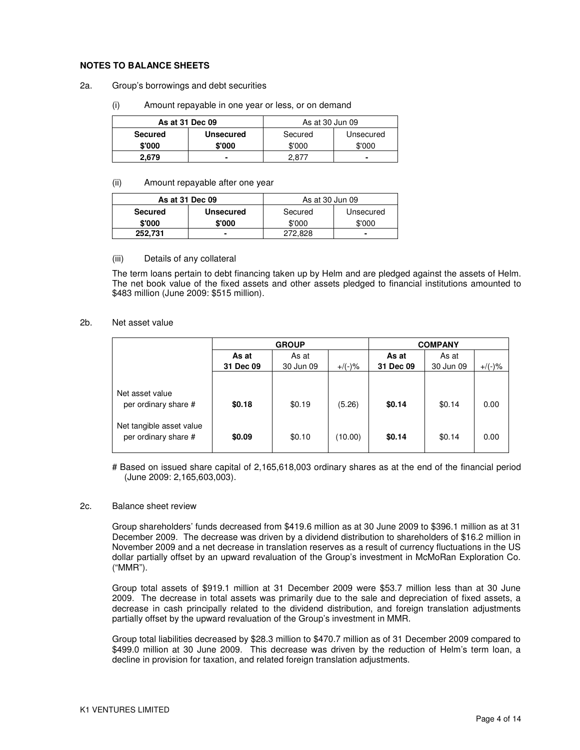## NOTES TO BALANCE SHEETS

2a. Group's borrowings and debt securities

(i) Amount repayable in one year or less, or on demand

| **As at 31 Dec 09** | | As at 30 Jun 09 | |
|---|---|---|---|
| **Secured** | **Unsecured** | Secured | Unsecured |
| **$'000** | **$'000** | $'000 | $'000 |
| **2,679** | **-** | 2,877 | - |

(ii) Amount repayable after one year

| **As at 31 Dec 09** | | As at 30 Jun 09 | |
|---|---|---|---|
| **Secured** | **Unsecured** | Secured | Unsecured |
| **$'000** | **$'000** | $'000 | $'000 |
| **252,731** | **-** | 272,828 | - |

(iii) Details of any collateral

The term loans pertain to debt financing taken up by Helm and are pledged against the assets of Helm. The net book value of the fixed assets and other assets pledged to financial institutions amounted to $483 million (June 2009: $515 million).

2b. Net asset value

| | **GROUP** | | | **COMPANY** | | |
|---|---|---|---|---|---|---|
| | **As at 31 Dec 09** | As at 30 Jun 09 | +/(-)% | **As at 31 Dec 09** | As at 30 Jun 09 | +/(-)% |
| Net asset value per ordinary share # | **$0.18** | $0.19 | (5.26) | **$0.14** | $0.14 | 0.00 |
| Net tangible asset value per ordinary share # | **$0.09** | $0.10 | (10.00) | **$0.14** | $0.14 | 0.00 |

# Based on issued share capital of 2,165,618,003 ordinary shares as at the end of the financial period (June 2009: 2,165,603,003).

2c. Balance sheet review

Group shareholders' funds decreased from $419.6 million as at 30 June 2009 to $396.1 million as at 31 December 2009. The decrease was driven by a dividend distribution to shareholders of $16.2 million in November 2009 and a net decrease in translation reserves as a result of currency fluctuations in the US dollar partially offset by an upward revaluation of the Group's investment in McMoRan Exploration Co. ("MMR").

Group total assets of $919.1 million at 31 December 2009 were $53.7 million less than at 30 June 2009. The decrease in total assets was primarily due to the sale and depreciation of fixed assets, a decrease in cash principally related to the dividend distribution, and foreign translation adjustments partially offset by the upward revaluation of the Group's investment in MMR.

Group total liabilities decreased by $28.3 million to $470.7 million as of 31 December 2009 compared to $499.0 million at 30 June 2009. This decrease was driven by the reduction of Helm's term loan, a decline in provision for taxation, and related foreign translation adjustments.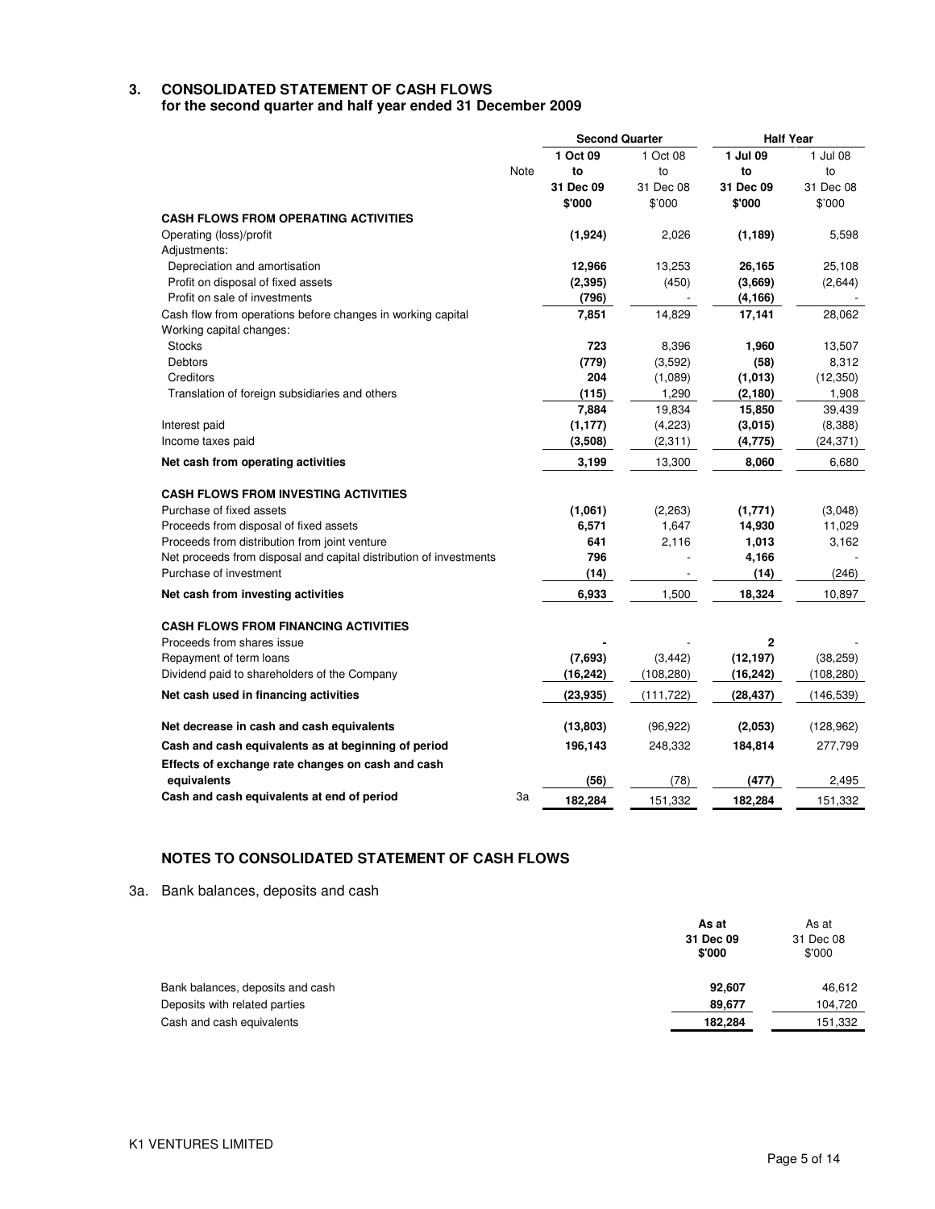## 3. CONSOLIDATED STATEMENT OF CASH FLOWS
**for the second quarter and half year ended 31 December 2009**

| | Note | Second Quarter | | Half Year | |
|---|---|---|---|---|---|
| | | **1 Oct 09 to 31 Dec 09** | 1 Oct 08 to 31 Dec 08 | **1 Jul 09 to 31 Dec 09** | 1 Jul 08 to 31 Dec 08 |
| | | **$'000** | $'000 | **$'000** | $'000 |
| **CASH FLOWS FROM OPERATING ACTIVITIES** | | | | | |
| Operating (loss)/profit | | **(1,924)** | 2,026 | **(1,189)** | 5,598 |
| Adjustments: | | | | | |
| Depreciation and amortisation | | **12,966** | 13,253 | **26,165** | 25,108 |
| Profit on disposal of fixed assets | | **(2,395)** | (450) | **(3,669)** | (2,644) |
| Profit on sale of investments | | **(796)** | - | **(4,166)** | - |
| Cash flow from operations before changes in working capital | | **7,851** | 14,829 | **17,141** | 28,062 |
| Working capital changes: | | | | | |
| Stocks | | **723** | 8,396 | **1,960** | 13,507 |
| Debtors | | **(779)** | (3,592) | **(58)** | 8,312 |
| Creditors | | **204** | (1,089) | **(1,013)** | (12,350) |
| Translation of foreign subsidiaries and others | | **(115)** | 1,290 | **(2,180)** | 1,908 |
| | | **7,884** | 19,834 | **15,850** | 39,439 |
| Interest paid | | **(1,177)** | (4,223) | **(3,015)** | (8,388) |
| Income taxes paid | | **(3,508)** | (2,311) | **(4,775)** | (24,371) |
| **Net cash from operating activities** | | **3,199** | 13,300 | **8,060** | 6,680 |
| **CASH FLOWS FROM INVESTING ACTIVITIES** | | | | | |
| Purchase of fixed assets | | **(1,061)** | (2,263) | **(1,771)** | (3,048) |
| Proceeds from disposal of fixed assets | | **6,571** | 1,647 | **14,930** | 11,029 |
| Proceeds from distribution from joint venture | | **641** | 2,116 | **1,013** | 3,162 |
| Net proceeds from disposal and capital distribution of investments | | **796** | - | **4,166** | - |
| Purchase of investment | | **(14)** | - | **(14)** | (246) |
| **Net cash from investing activities** | | **6,933** | 1,500 | **18,324** | 10,897 |
| **CASH FLOWS FROM FINANCING ACTIVITIES** | | | | | |
| Proceeds from shares issue | | **-** | - | **2** | - |
| Repayment of term loans | | **(7,693)** | (3,442) | **(12,197)** | (38,259) |
| Dividend paid to shareholders of the Company | | **(16,242)** | (108,280) | **(16,242)** | (108,280) |
| **Net cash used in financing activities** | | **(23,935)** | (111,722) | **(28,437)** | (146,539) |
| **Net decrease in cash and cash equivalents** | | **(13,803)** | (96,922) | **(2,053)** | (128,962) |
| **Cash and cash equivalents as at beginning of period** | | **196,143** | 248,332 | **184,814** | 277,799 |
| **Effects of exchange rate changes on cash and cash equivalents** | | **(56)** | (78) | **(477)** | 2,495 |
| **Cash and cash equivalents at end of period** | 3a | **182,284** | 151,332 | **182,284** | 151,332 |

### NOTES TO CONSOLIDATED STATEMENT OF CASH FLOWS

3a. Bank balances, deposits and cash

| | **As at 31 Dec 09 $'000** | As at 31 Dec 08 $'000 |
|---|---|---|
| Bank balances, deposits and cash | **92,607** | 46,612 |
| Deposits with related parties | **89,677** | 104,720 |
| Cash and cash equivalents | **182,284** | 151,332 |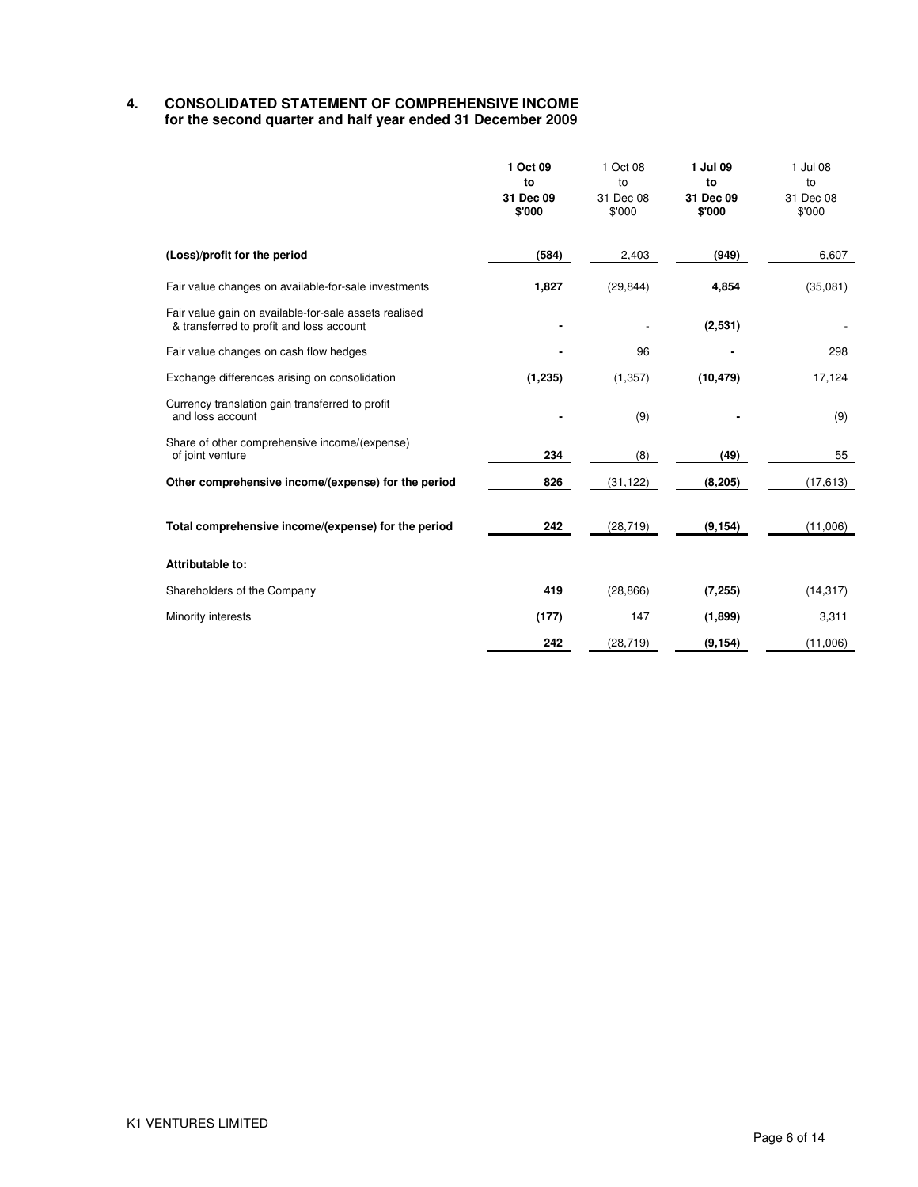## 4. CONSOLIDATED STATEMENT OF COMPREHENSIVE INCOME for the second quarter and half year ended 31 December 2009

| | **1 Oct 09 to 31 Dec 09 $'000** | 1 Oct 08 to 31 Dec 08 $'000 | **1 Jul 09 to 31 Dec 09 $'000** | 1 Jul 08 to 31 Dec 08 $'000 |
|---|---|---|---|---|
| **(Loss)/profit for the period** | **(584)** | 2,403 | **(949)** | 6,607 |
| Fair value changes on available-for-sale investments | **1,827** | (29,844) | **4,854** | (35,081) |
| Fair value gain on available-for-sale assets realised & transferred to profit and loss account | **-** | - | **(2,531)** | - |
| Fair value changes on cash flow hedges | **-** | 96 | **-** | 298 |
| Exchange differences arising on consolidation | **(1,235)** | (1,357) | **(10,479)** | 17,124 |
| Currency translation gain transferred to profit and loss account | **-** | (9) | **-** | (9) |
| Share of other comprehensive income/(expense) of joint venture | **234** | (8) | **(49)** | 55 |
| **Other comprehensive income/(expense) for the period** | **826** | (31,122) | **(8,205)** | (17,613) |
| **Total comprehensive income/(expense) for the period** | **242** | (28,719) | **(9,154)** | (11,006) |
| **Attributable to:** | | | | |
| Shareholders of the Company | **419** | (28,866) | **(7,255)** | (14,317) |
| Minority interests | **(177)** | 147 | **(1,899)** | 3,311 |
| | **242** | (28,719) | **(9,154)** | (11,006) |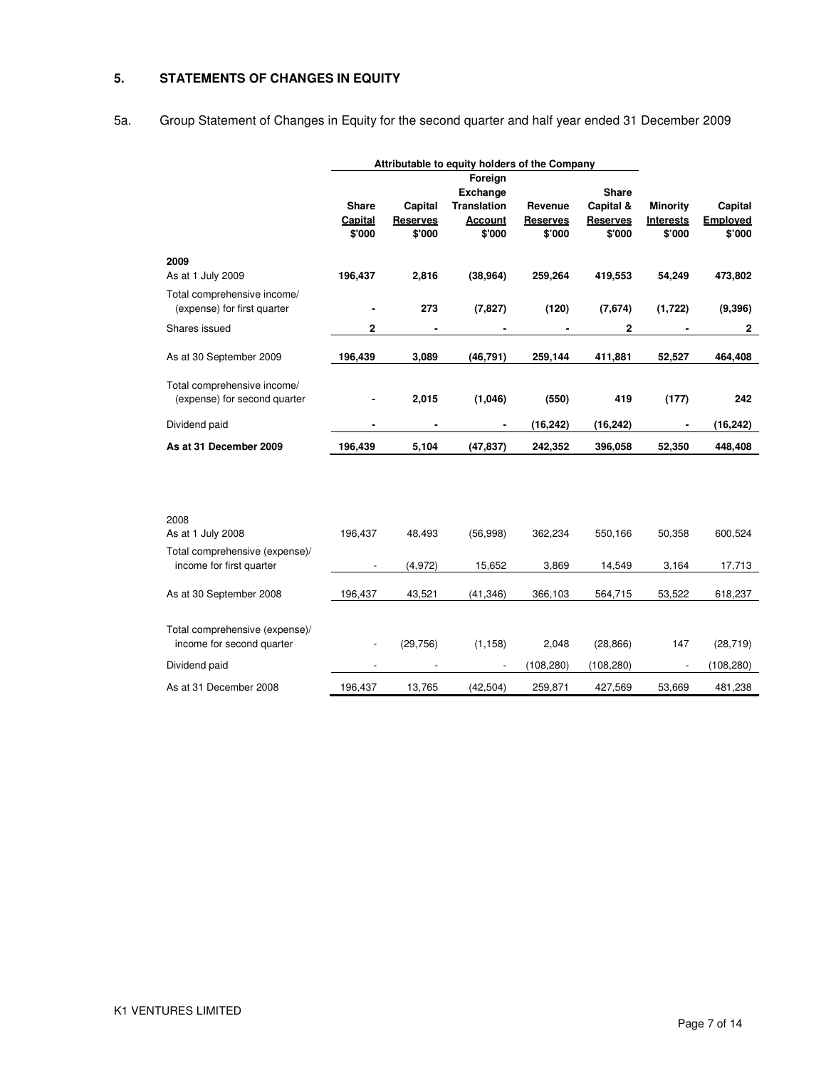## 5. STATEMENTS OF CHANGES IN EQUITY

5a. Group Statement of Changes in Equity for the second quarter and half year ended 31 December 2009

| | Attributable to equity holders of the Company | | | | | | |
|---|---|---|---|---|---|---|---|
| | Share Capital $'000 | Capital Reserves $'000 | Foreign Exchange Translation Account $'000 | Revenue Reserves $'000 | Share Capital & Reserves $'000 | Minority Interests $'000 | Capital Employed $'000 |
| **2009** | | | | | | | |
| As at 1 July 2009 | **196,437** | **2,816** | **(38,964)** | **259,264** | **419,553** | **54,249** | **473,802** |
| Total comprehensive income/ (expense) for first quarter | **-** | **273** | **(7,827)** | **(120)** | **(7,674)** | **(1,722)** | **(9,396)** |
| Shares issued | **2** | **-** | **-** | **-** | **2** | **-** | **2** |
| As at 30 September 2009 | **196,439** | **3,089** | **(46,791)** | **259,144** | **411,881** | **52,527** | **464,408** |
| Total comprehensive income/ (expense) for second quarter | **-** | **2,015** | **(1,046)** | **(550)** | **419** | **(177)** | **242** |
| Dividend paid | **-** | **-** | **-** | **(16,242)** | **(16,242)** | **-** | **(16,242)** |
| **As at 31 December 2009** | **196,439** | **5,104** | **(47,837)** | **242,352** | **396,058** | **52,350** | **448,408** |
| 2008 | | | | | | | |
| As at 1 July 2008 | 196,437 | 48,493 | (56,998) | 362,234 | 550,166 | 50,358 | 600,524 |
| Total comprehensive (expense)/ income for first quarter | - | (4,972) | 15,652 | 3,869 | 14,549 | 3,164 | 17,713 |
| As at 30 September 2008 | 196,437 | 43,521 | (41,346) | 366,103 | 564,715 | 53,522 | 618,237 |
| Total comprehensive (expense)/ income for second quarter | - | (29,756) | (1,158) | 2,048 | (28,866) | 147 | (28,719) |
| Dividend paid | - | - | - | (108,280) | (108,280) | - | (108,280) |
| As at 31 December 2008 | 196,437 | 13,765 | (42,504) | 259,871 | 427,569 | 53,669 | 481,238 |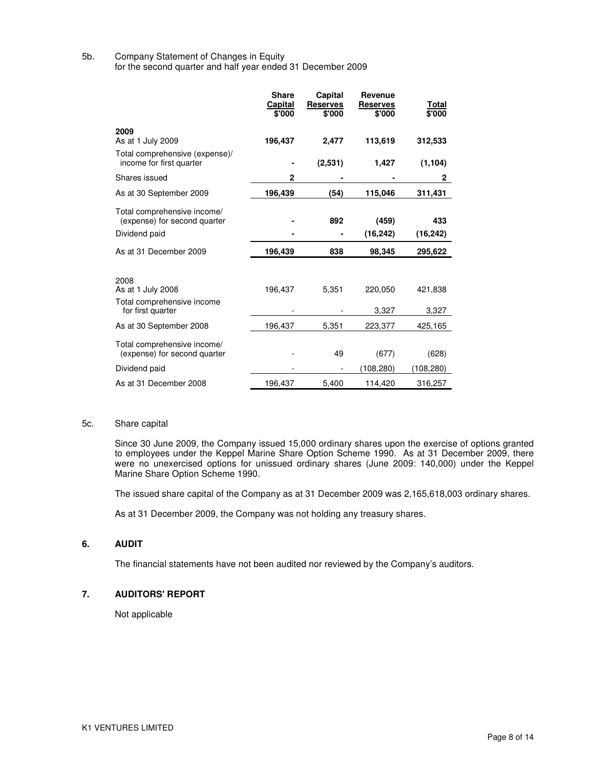5b. Company Statement of Changes in Equity
for the second quarter and half year ended 31 December 2009

| | Share Capital $'000 | Capital Reserves $'000 | Revenue Reserves $'000 | Total $'000 |
|---|---|---|---|---|
| **2009** | | | | |
| As at 1 July 2009 | **196,437** | **2,477** | **113,619** | **312,533** |
| Total comprehensive (expense)/ income for first quarter | **-** | **(2,531)** | **1,427** | **(1,104)** |
| Shares issued | **2** | **-** | **-** | **2** |
| As at 30 September 2009 | **196,439** | **(54)** | **115,046** | **311,431** |
| Total comprehensive income/ (expense) for second quarter | **-** | **892** | **(459)** | **433** |
| Dividend paid | **-** | **-** | **(16,242)** | **(16,242)** |
| As at 31 December 2009 | **196,439** | **838** | **98,345** | **295,622** |
| | | | | |
| 2008 | | | | |
| As at 1 July 2008 | 196,437 | 5,351 | 220,050 | 421,838 |
| Total comprehensive income for first quarter | - | - | 3,327 | 3,327 |
| As at 30 September 2008 | 196,437 | 5,351 | 223,377 | 425,165 |
| Total comprehensive income/ (expense) for second quarter | - | 49 | (677) | (628) |
| Dividend paid | - | - | (108,280) | (108,280) |
| As at 31 December 2008 | 196,437 | 5,400 | 114,420 | 316,257 |

5c. Share capital

Since 30 June 2009, the Company issued 15,000 ordinary shares upon the exercise of options granted to employees under the Keppel Marine Share Option Scheme 1990. As at 31 December 2009, there were no unexercised options for unissued ordinary shares (June 2009: 140,000) under the Keppel Marine Share Option Scheme 1990.

The issued share capital of the Company as at 31 December 2009 was 2,165,618,003 ordinary shares.

As at 31 December 2009, the Company was not holding any treasury shares.

## 6. AUDIT

The financial statements have not been audited nor reviewed by the Company's auditors.

## 7. AUDITORS' REPORT

Not applicable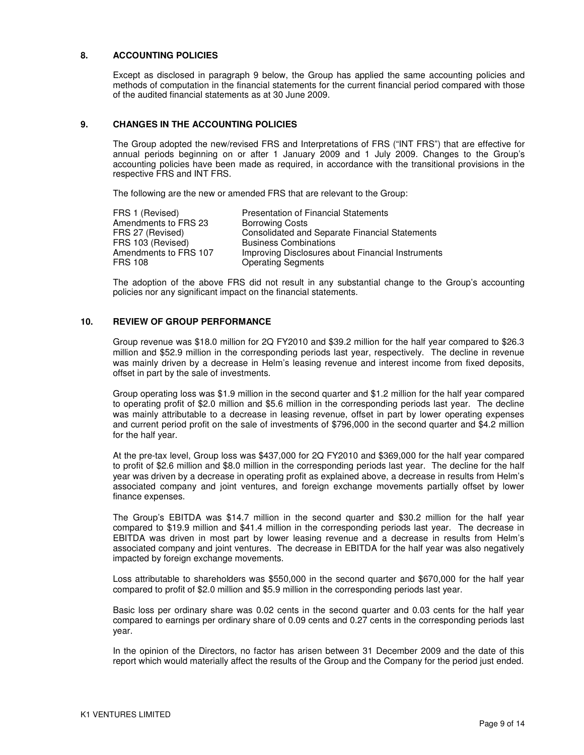## 8. ACCOUNTING POLICIES

Except as disclosed in paragraph 9 below, the Group has applied the same accounting policies and methods of computation in the financial statements for the current financial period compared with those of the audited financial statements as at 30 June 2009.

## 9. CHANGES IN THE ACCOUNTING POLICIES

The Group adopted the new/revised FRS and Interpretations of FRS ("INT FRS") that are effective for annual periods beginning on or after 1 January 2009 and 1 July 2009. Changes to the Group's accounting policies have been made as required, in accordance with the transitional provisions in the respective FRS and INT FRS.

The following are the new or amended FRS that are relevant to the Group:

| | |
|---|---|
| FRS 1 (Revised) | Presentation of Financial Statements |
| Amendments to FRS 23 | Borrowing Costs |
| FRS 27 (Revised) | Consolidated and Separate Financial Statements |
| FRS 103 (Revised) | Business Combinations |
| Amendments to FRS 107 | Improving Disclosures about Financial Instruments |
| FRS 108 | Operating Segments |

The adoption of the above FRS did not result in any substantial change to the Group's accounting policies nor any significant impact on the financial statements.

## 10. REVIEW OF GROUP PERFORMANCE

Group revenue was $18.0 million for 2Q FY2010 and $39.2 million for the half year compared to $26.3 million and $52.9 million in the corresponding periods last year, respectively. The decline in revenue was mainly driven by a decrease in Helm's leasing revenue and interest income from fixed deposits, offset in part by the sale of investments.

Group operating loss was $1.9 million in the second quarter and $1.2 million for the half year compared to operating profit of $2.0 million and $5.6 million in the corresponding periods last year. The decline was mainly attributable to a decrease in leasing revenue, offset in part by lower operating expenses and current period profit on the sale of investments of $796,000 in the second quarter and $4.2 million for the half year.

At the pre-tax level, Group loss was $437,000 for 2Q FY2010 and $369,000 for the half year compared to profit of $2.6 million and $8.0 million in the corresponding periods last year. The decline for the half year was driven by a decrease in operating profit as explained above, a decrease in results from Helm's associated company and joint ventures, and foreign exchange movements partially offset by lower finance expenses.

The Group's EBITDA was $14.7 million in the second quarter and $30.2 million for the half year compared to $19.9 million and $41.4 million in the corresponding periods last year. The decrease in EBITDA was driven in most part by lower leasing revenue and a decrease in results from Helm's associated company and joint ventures. The decrease in EBITDA for the half year was also negatively impacted by foreign exchange movements.

Loss attributable to shareholders was $550,000 in the second quarter and $670,000 for the half year compared to profit of $2.0 million and $5.9 million in the corresponding periods last year.

Basic loss per ordinary share was 0.02 cents in the second quarter and 0.03 cents for the half year compared to earnings per ordinary share of 0.09 cents and 0.27 cents in the corresponding periods last year.

In the opinion of the Directors, no factor has arisen between 31 December 2009 and the date of this report which would materially affect the results of the Group and the Company for the period just ended.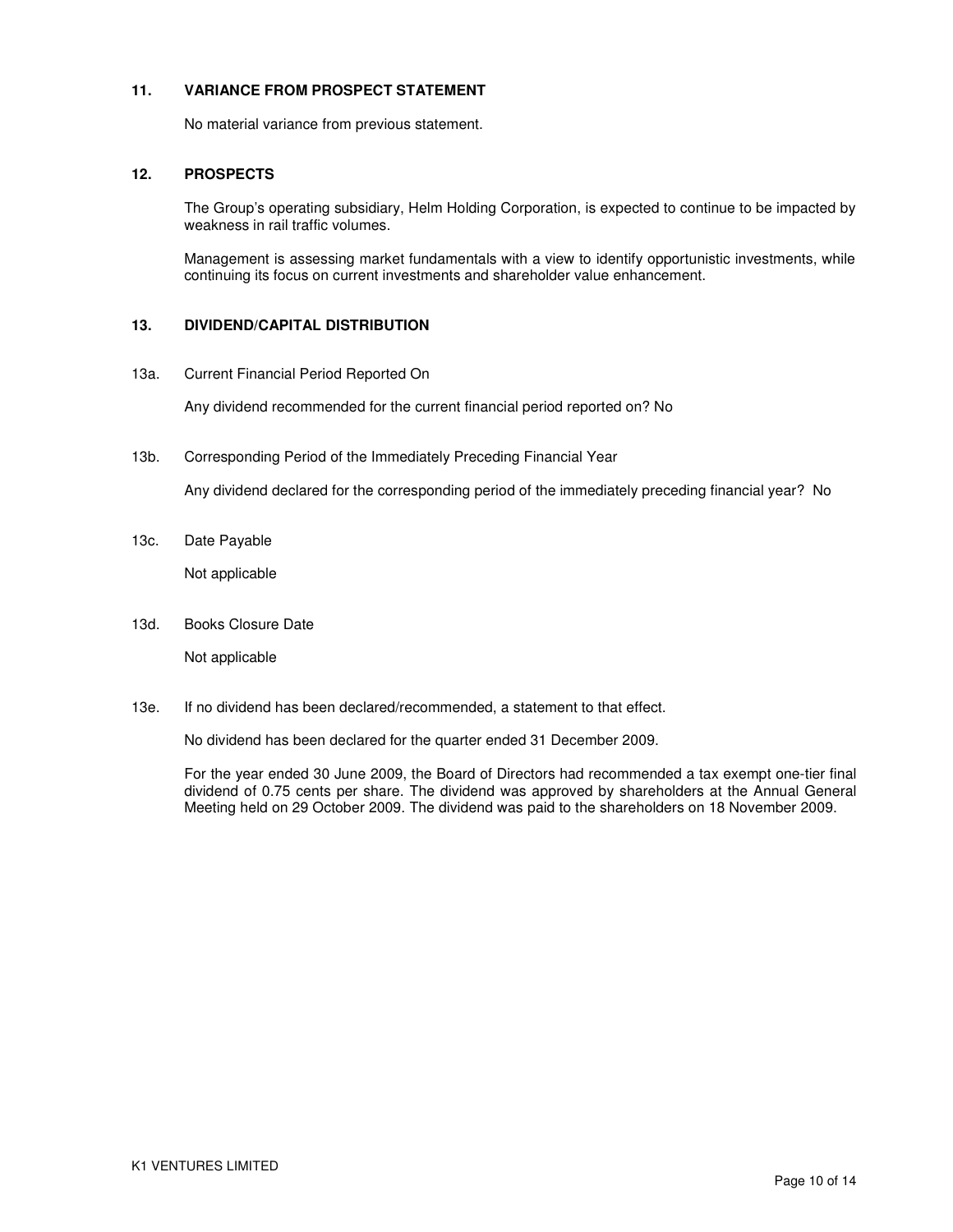## 11. VARIANCE FROM PROSPECT STATEMENT

No material variance from previous statement.

## 12. PROSPECTS

The Group's operating subsidiary, Helm Holding Corporation, is expected to continue to be impacted by weakness in rail traffic volumes.

Management is assessing market fundamentals with a view to identify opportunistic investments, while continuing its focus on current investments and shareholder value enhancement.

## 13. DIVIDEND/CAPITAL DISTRIBUTION

13a. Current Financial Period Reported On

Any dividend recommended for the current financial period reported on? No

13b. Corresponding Period of the Immediately Preceding Financial Year

Any dividend declared for the corresponding period of the immediately preceding financial year? No

13c. Date Payable

Not applicable

13d. Books Closure Date

Not applicable

13e. If no dividend has been declared/recommended, a statement to that effect.

No dividend has been declared for the quarter ended 31 December 2009.

For the year ended 30 June 2009, the Board of Directors had recommended a tax exempt one-tier final dividend of 0.75 cents per share. The dividend was approved by shareholders at the Annual General Meeting held on 29 October 2009. The dividend was paid to the shareholders on 18 November 2009.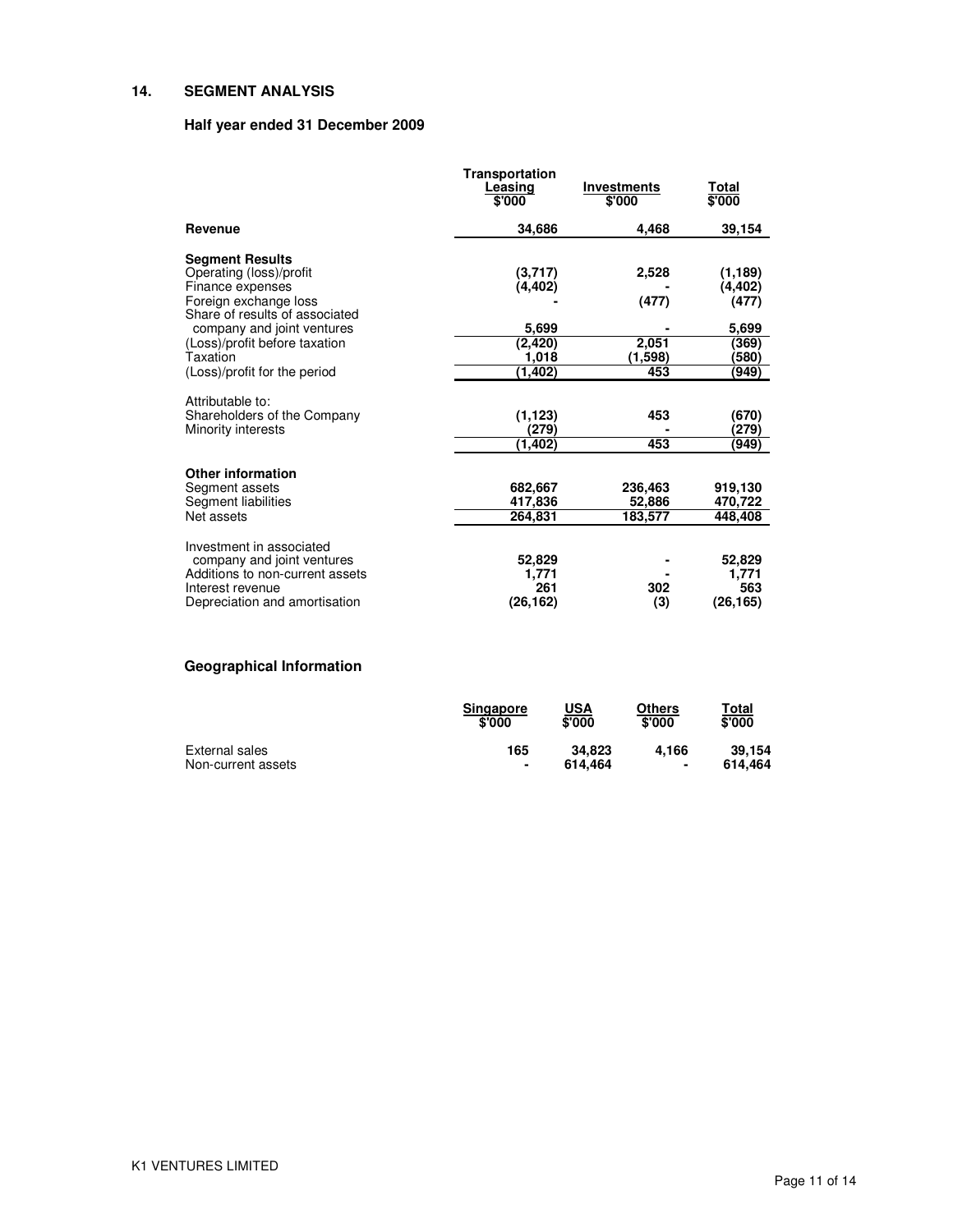## 14. SEGMENT ANALYSIS

### Half year ended 31 December 2009

| | Transportation Leasing $'000 | Investments $'000 | Total $'000 |
|---|---|---|---|
| **Revenue** | 34,686 | 4,468 | 39,154 |
| **Segment Results** | | | |
| Operating (loss)/profit | (3,717) | 2,528 | (1,189) |
| Finance expenses | (4,402) | - | (4,402) |
| Foreign exchange loss | - | (477) | (477) |
| Share of results of associated company and joint ventures | 5,699 | - | 5,699 |
| (Loss)/profit before taxation | (2,420) | 2,051 | (369) |
| Taxation | 1,018 | (1,598) | (580) |
| (Loss)/profit for the period | (1,402) | 453 | (949) |
| Attributable to: | | | |
| Shareholders of the Company | (1,123) | 453 | (670) |
| Minority interests | (279) | - | (279) |
| | (1,402) | 453 | (949) |
| **Other information** | | | |
| Segment assets | 682,667 | 236,463 | 919,130 |
| Segment liabilities | 417,836 | 52,886 | 470,722 |
| Net assets | 264,831 | 183,577 | 448,408 |
| Investment in associated company and joint ventures | 52,829 | - | 52,829 |
| Additions to non-current assets | 1,771 | - | 1,771 |
| Interest revenue | 261 | 302 | 563 |
| Depreciation and amortisation | (26,162) | (3) | (26,165) |

### Geographical Information

| | Singapore $'000 | USA $'000 | Others $'000 | Total $'000 |
|---|---|---|---|---|
| External sales | 165 | 34,823 | 4,166 | 39,154 |
| Non-current assets | - | 614,464 | - | 614,464 |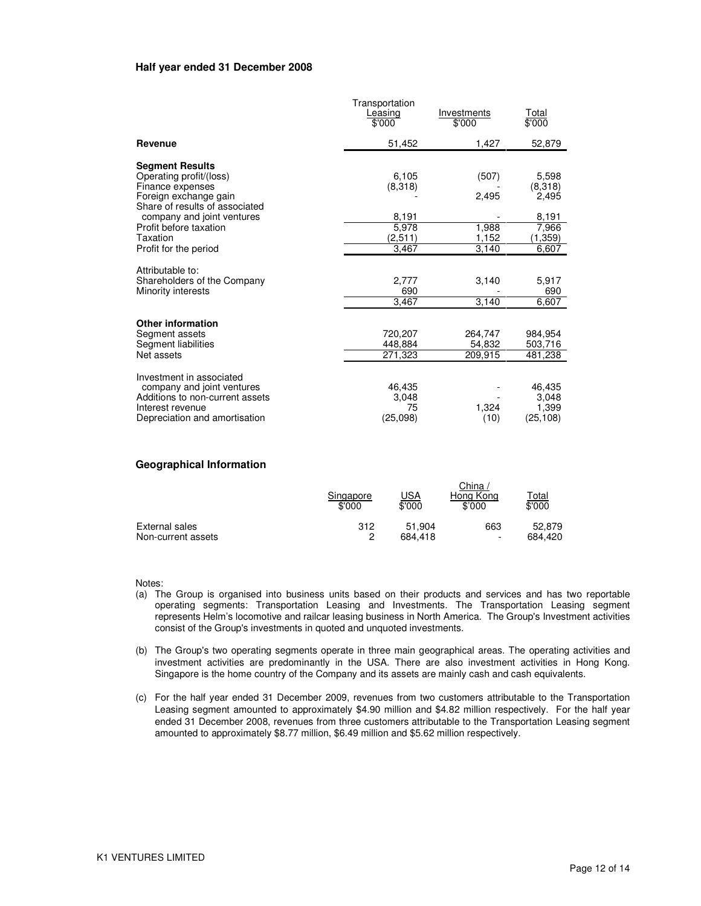**Half year ended 31 December 2008**

| | Transportation Leasing $'000 | Investments $'000 | Total $'000 |
|---|---|---|---|
| **Revenue** | 51,452 | 1,427 | 52,879 |
| | | | |
| **Segment Results** | | | |
| Operating profit/(loss) | 6,105 | (507) | 5,598 |
| Finance expenses | (8,318) | - | (8,318) |
| Foreign exchange gain | - | 2,495 | 2,495 |
| Share of results of associated company and joint ventures | 8,191 | - | 8,191 |
| Profit before taxation | 5,978 | 1,988 | 7,966 |
| Taxation | (2,511) | 1,152 | (1,359) |
| Profit for the period | 3,467 | 3,140 | 6,607 |
| | | | |
| Attributable to: | | | |
| Shareholders of the Company | 2,777 | 3,140 | 5,917 |
| Minority interests | 690 | - | 690 |
| | 3,467 | 3,140 | 6,607 |
| | | | |
| **Other information** | | | |
| Segment assets | 720,207 | 264,747 | 984,954 |
| Segment liabilities | 448,884 | 54,832 | 503,716 |
| Net assets | 271,323 | 209,915 | 481,238 |
| | | | |
| Investment in associated company and joint ventures | 46,435 | - | 46,435 |
| Additions to non-current assets | 3,048 | - | 3,048 |
| Interest revenue | 75 | 1,324 | 1,399 |
| Depreciation and amortisation | (25,098) | (10) | (25,108) |

**Geographical Information**

| | Singapore $'000 | USA $'000 | China / Hong Kong $'000 | Total $'000 |
|---|---|---|---|---|
| External sales | 312 | 51,904 | 663 | 52,879 |
| Non-current assets | 2 | 684,418 | - | 684,420 |

Notes:

(a) The Group is organised into business units based on their products and services and has two reportable operating segments: Transportation Leasing and Investments. The Transportation Leasing segment represents Helm's locomotive and railcar leasing business in North America. The Group's Investment activities consist of the Group's investments in quoted and unquoted investments.

(b) The Group's two operating segments operate in three main geographical areas. The operating activities and investment activities are predominantly in the USA. There are also investment activities in Hong Kong. Singapore is the home country of the Company and its assets are mainly cash and cash equivalents.

(c) For the half year ended 31 December 2009, revenues from two customers attributable to the Transportation Leasing segment amounted to approximately $4.90 million and $4.82 million respectively. For the half year ended 31 December 2008, revenues from three customers attributable to the Transportation Leasing segment amounted to approximately $8.77 million, $6.49 million and $5.62 million respectively.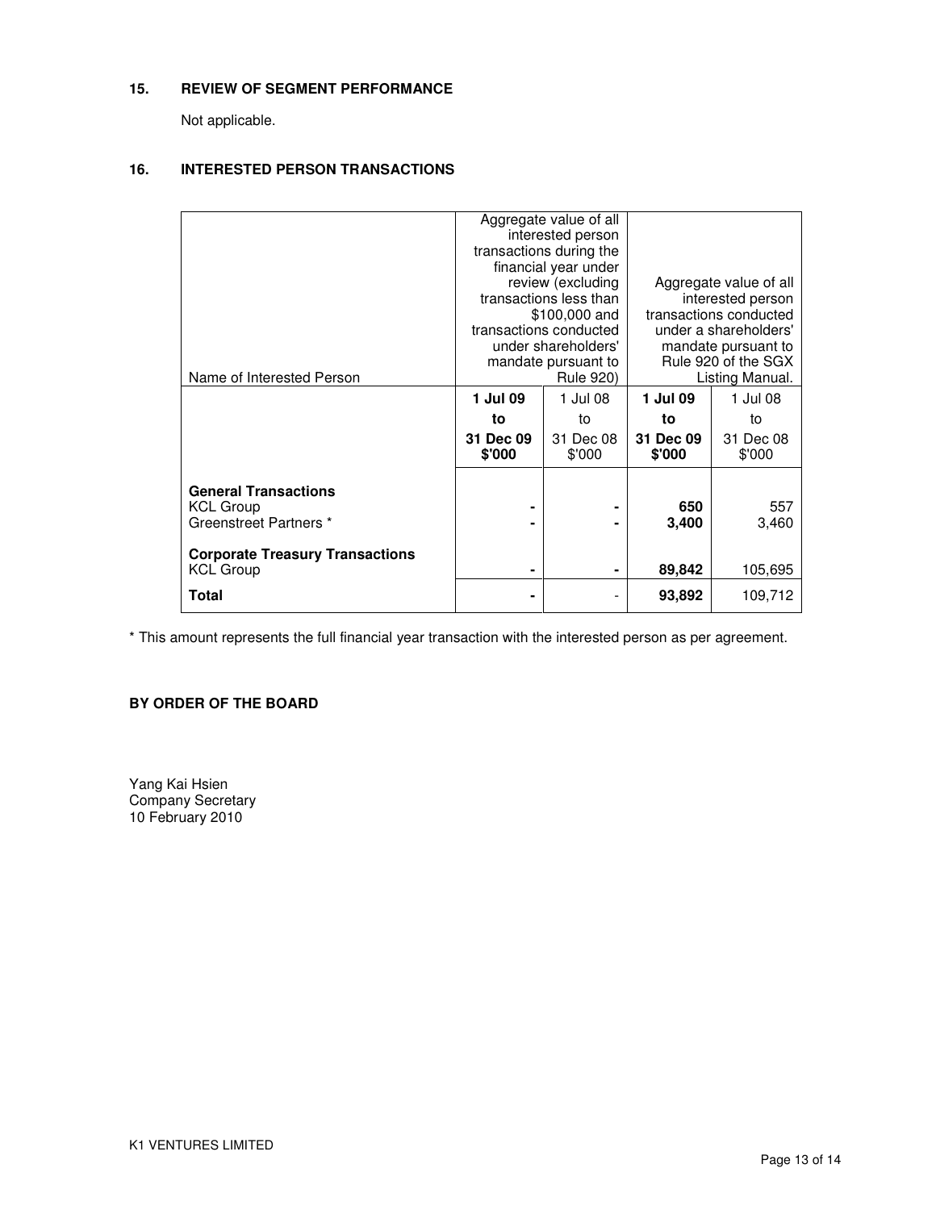## 15. REVIEW OF SEGMENT PERFORMANCE

Not applicable.

## 16. INTERESTED PERSON TRANSACTIONS

| Name of Interested Person | Aggregate value of all interested person transactions during the financial year under review (excluding transactions less than $100,000 and transactions conducted under shareholders' mandate pursuant to Rule 920) | | Aggregate value of all interested person transactions conducted under a shareholders' mandate pursuant to Rule 920 of the SGX Listing Manual. | |
|---|---|---|---|---|
| | **1 Jul 09 to 31 Dec 09 $'000** | 1 Jul 08 to 31 Dec 08 $'000 | **1 Jul 09 to 31 Dec 09 $'000** | 1 Jul 08 to 31 Dec 08 $'000 |
| **General Transactions** | | | | |
| KCL Group | **-** | **-** | **650** | 557 |
| Greenstreet Partners * | **-** | **-** | **3,400** | 3,460 |
| **Corporate Treasury Transactions** | | | | |
| KCL Group | **-** | **-** | **89,842** | 105,695 |
| **Total** | **-** | - | **93,892** | 109,712 |

* This amount represents the full financial year transaction with the interested person as per agreement.

**BY ORDER OF THE BOARD**

Yang Kai Hsien
Company Secretary
10 February 2010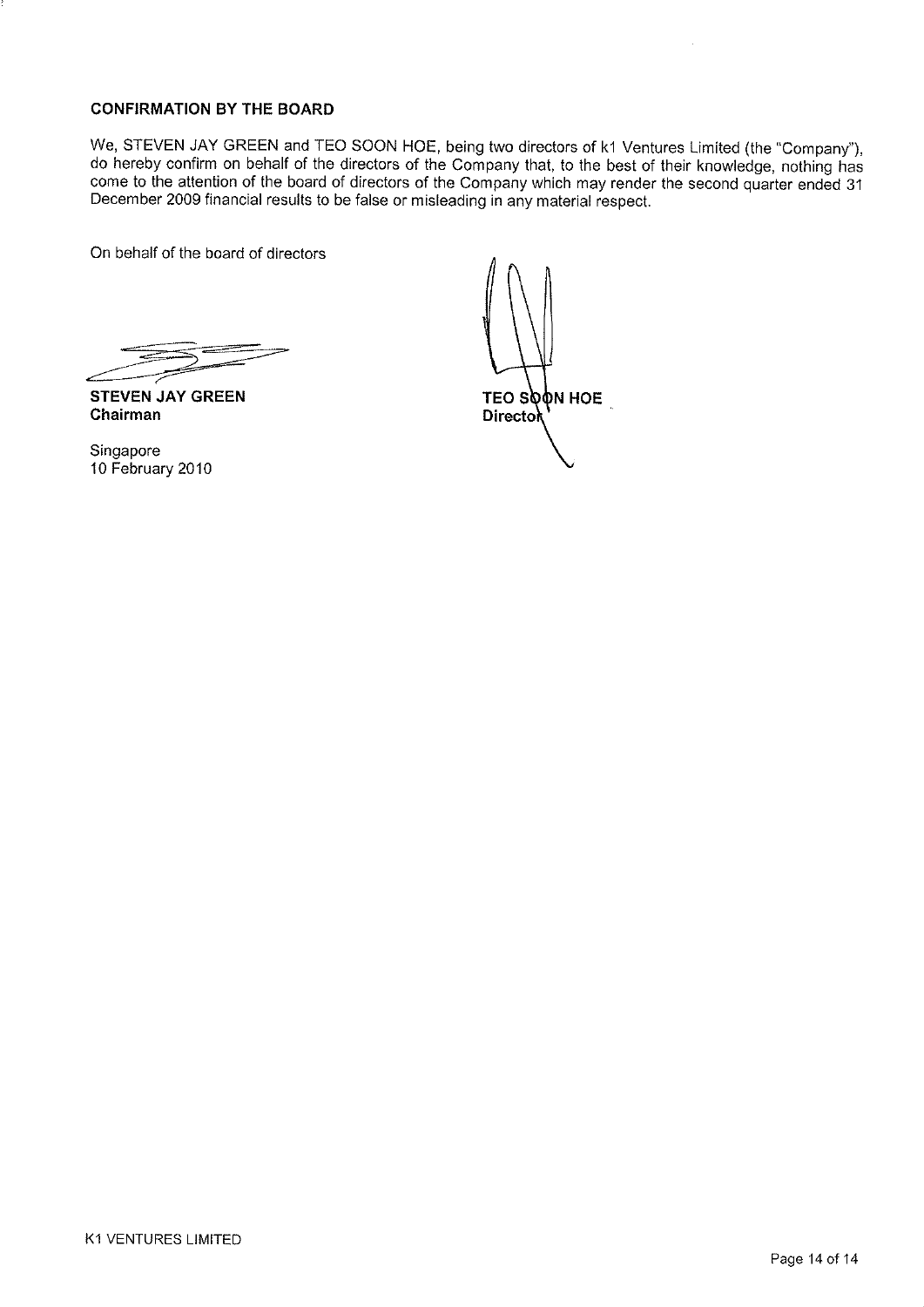**CONFIRMATION BY THE BOARD**

We, STEVEN JAY GREEN and TEO SOON HOE, being two directors of k1 Ventures Limited (the "Company"), do hereby confirm on behalf of the directors of the Company that, to the best of their knowledge, nothing has come to the attention of the board of directors of the Company which may render the second quarter ended 31 December 2009 financial results to be false or misleading in any material respect.

On behalf of the board of directors

**STEVEN JAY GREEN**
**Chairman**

**TEO SOON HOE**
**Director**

Singapore
10 February 2010

K1 VENTURES LIMITED